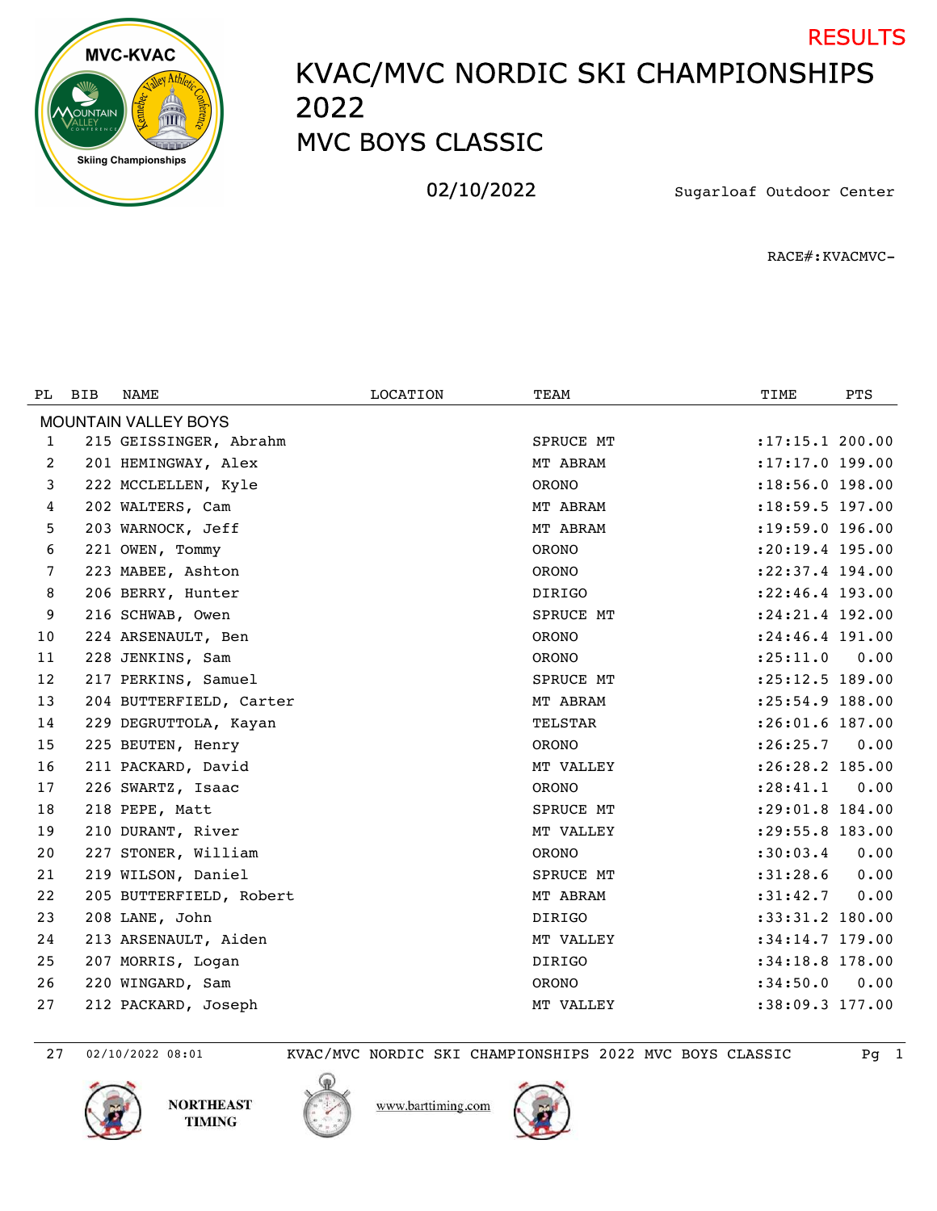RESULTS

# KVAC/MVC NORDIC SKI CHAMPIONSHIPS 2022

## MVC BOYS CLASSIC

02/10/2022 Sugarloaf Outdoor Center

RACE#:KVACMVC-

| PL | BIB | NAME | LOCATION | TEAM | TIME | PTS |
|---|---|---|---|---|---|---|
| MOUNTAIN VALLEY BOYS | | | | | | |
| 1 | 215 | GEISSINGER, Abrahm | | SPRUCE MT | :17:15.1 | 200.00 |
| 2 | 201 | HEMINGWAY, Alex | | MT ABRAM | :17:17.0 | 199.00 |
| 3 | 222 | MCCLELLEN, Kyle | | ORONO | :18:56.0 | 198.00 |
| 4 | 202 | WALTERS, Cam | | MT ABRAM | :18:59.5 | 197.00 |
| 5 | 203 | WARNOCK, Jeff | | MT ABRAM | :19:59.0 | 196.00 |
| 6 | 221 | OWEN, Tommy | | ORONO | :20:19.4 | 195.00 |
| 7 | 223 | MABEE, Ashton | | ORONO | :22:37.4 | 194.00 |
| 8 | 206 | BERRY, Hunter | | DIRIGO | :22:46.4 | 193.00 |
| 9 | 216 | SCHWAB, Owen | | SPRUCE MT | :24:21.4 | 192.00 |
| 10 | 224 | ARSENAULT, Ben | | ORONO | :24:46.4 | 191.00 |
| 11 | 228 | JENKINS, Sam | | ORONO | :25:11.0 | 0.00 |
| 12 | 217 | PERKINS, Samuel | | SPRUCE MT | :25:12.5 | 189.00 |
| 13 | 204 | BUTTERFIELD, Carter | | MT ABRAM | :25:54.9 | 188.00 |
| 14 | 229 | DEGRUTTOLA, Kayan | | TELSTAR | :26:01.6 | 187.00 |
| 15 | 225 | BEUTEN, Henry | | ORONO | :26:25.7 | 0.00 |
| 16 | 211 | PACKARD, David | | MT VALLEY | :26:28.2 | 185.00 |
| 17 | 226 | SWARTZ, Isaac | | ORONO | :28:41.1 | 0.00 |
| 18 | 218 | PEPE, Matt | | SPRUCE MT | :29:01.8 | 184.00 |
| 19 | 210 | DURANT, River | | MT VALLEY | :29:55.8 | 183.00 |
| 20 | 227 | STONER, William | | ORONO | :30:03.4 | 0.00 |
| 21 | 219 | WILSON, Daniel | | SPRUCE MT | :31:28.6 | 0.00 |
| 22 | 205 | BUTTERFIELD, Robert | | MT ABRAM | :31:42.7 | 0.00 |
| 23 | 208 | LANE, John | | DIRIGO | :33:31.2 | 180.00 |
| 24 | 213 | ARSENAULT, Aiden | | MT VALLEY | :34:14.7 | 179.00 |
| 25 | 207 | MORRIS, Logan | | DIRIGO | :34:18.8 | 178.00 |
| 26 | 220 | WINGARD, Sam | | ORONO | :34:50.0 | 0.00 |
| 27 | 212 | PACKARD, Joseph | | MT VALLEY | :38:09.3 | 177.00 |

27 02/10/2022 08:01

NORTHEAST TIMING

www.barttiming.com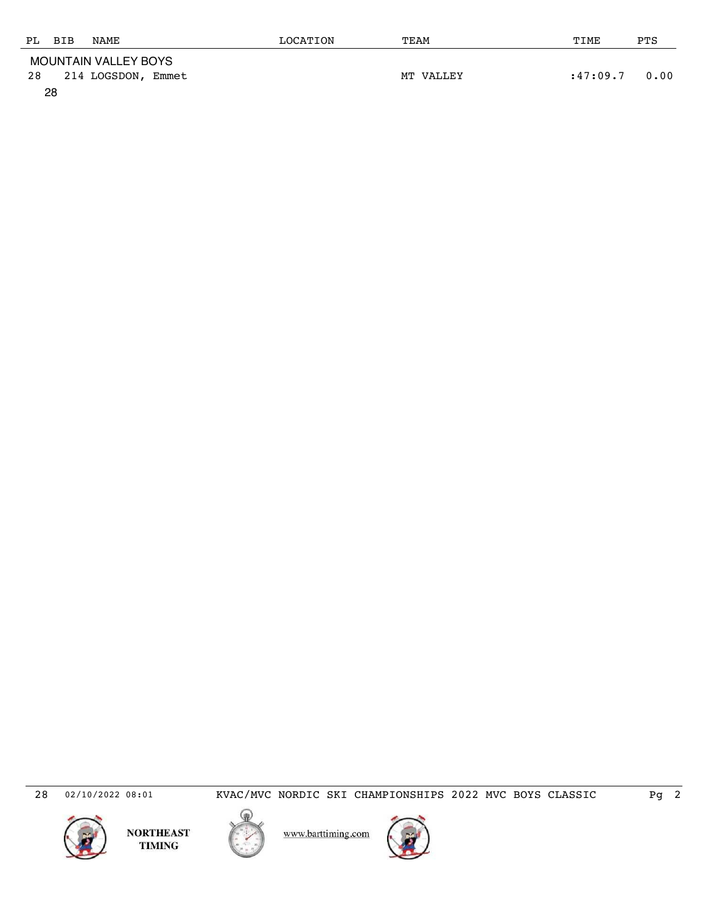| PL | BIB | NAME | LOCATION | TEAM | TIME | PTS |
|---|---|---|---|---|---|---|
| MOUNTAIN VALLEY BOYS | | | | | | |
| 28 | 214 | LOGSDON, Emmet | | MT VALLEY | :47:09.7 | 0.00 |
| 28 | | | | | | |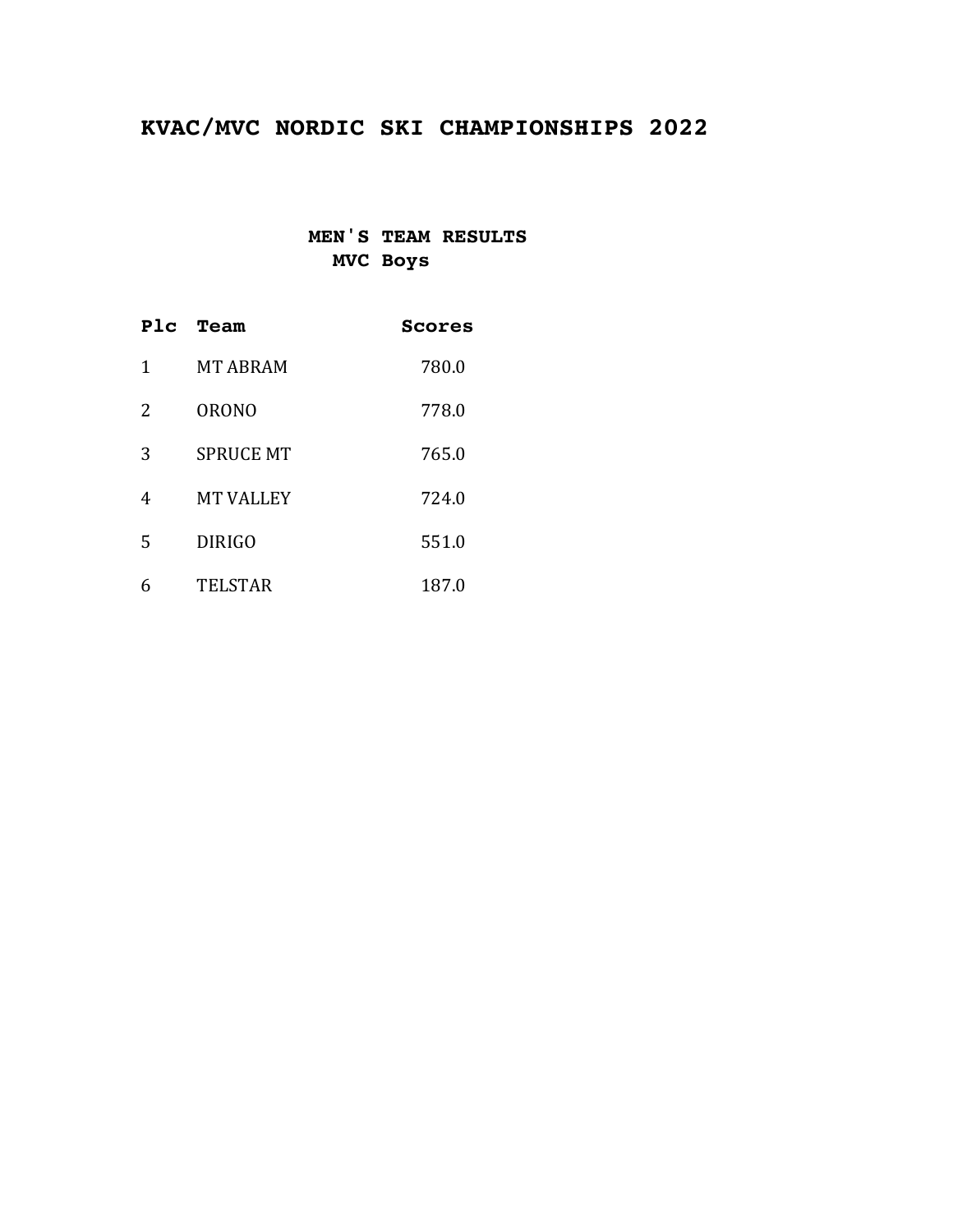# KVAC/MVC NORDIC SKI CHAMPIONSHIPS 2022

## MEN'S TEAM RESULTS
### MVC Boys

| Plc | Team | Scores |
|---|---|---|
| 1 | MT ABRAM | 780.0 |
| 2 | ORONO | 778.0 |
| 3 | SPRUCE MT | 765.0 |
| 4 | MT VALLEY | 724.0 |
| 5 | DIRIGO | 551.0 |
| 6 | TELSTAR | 187.0 |